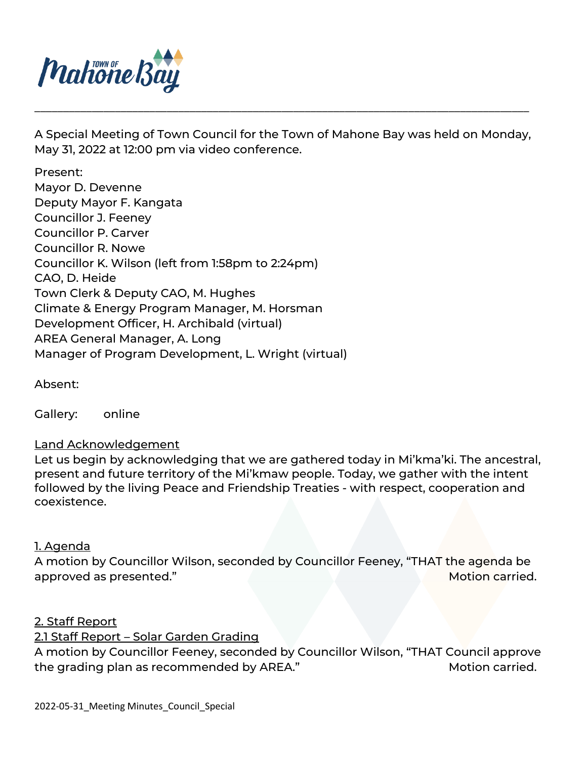Town of Mahone Bay

---

A Special Meeting of Town Council for the Town of Mahone Bay was held on Monday, May 31, 2022 at 12:00 pm via video conference.

Present:
Mayor D. Devenne
Deputy Mayor F. Kangata
Councillor J. Feeney
Councillor P. Carver
Councillor R. Nowe
Councillor K. Wilson (left from 1:58pm to 2:24pm)
CAO, D. Heide
Town Clerk & Deputy CAO, M. Hughes
Climate & Energy Program Manager, M. Horsman
Development Officer, H. Archibald (virtual)
AREA General Manager, A. Long
Manager of Program Development, L. Wright (virtual)

Absent:

Gallery: online

Land Acknowledgement

Let us begin by acknowledging that we are gathered today in Mi'kma'ki. The ancestral, present and future territory of the Mi'kmaw people. Today, we gather with the intent followed by the living Peace and Friendship Treaties - with respect, cooperation and coexistence.

1. Agenda

A motion by Councillor Wilson, seconded by Councillor Feeney, "THAT the agenda be approved as presented." Motion carried.

2. Staff Report

2.1 Staff Report – Solar Garden Grading

A motion by Councillor Feeney, seconded by Councillor Wilson, "THAT Council approve the grading plan as recommended by AREA." Motion carried.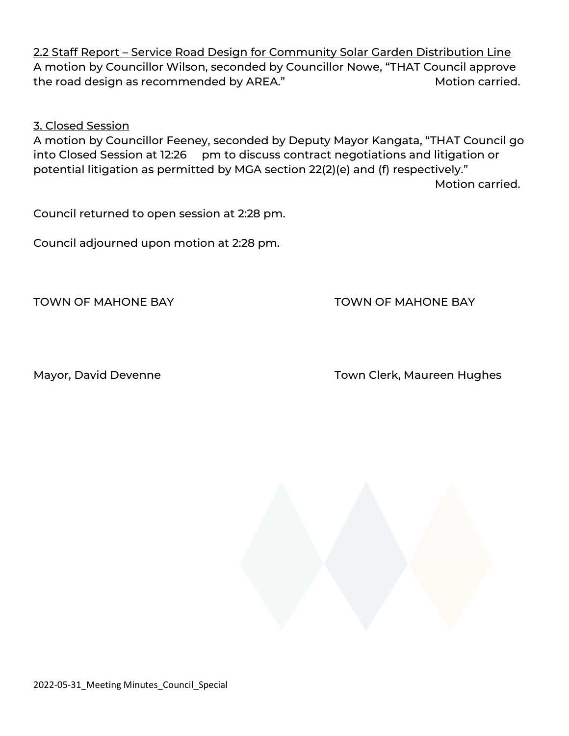2.2 Staff Report – Service Road Design for Community Solar Garden Distribution Line

A motion by Councillor Wilson, seconded by Councillor Nowe, "THAT Council approve the road design as recommended by AREA." Motion carried.

3. Closed Session

A motion by Councillor Feeney, seconded by Deputy Mayor Kangata, "THAT Council go into Closed Session at 12:26 pm to discuss contract negotiations and litigation or potential litigation as permitted by MGA section 22(2)(e) and (f) respectively." Motion carried.

Council returned to open session at 2:28 pm.

Council adjourned upon motion at 2:28 pm.

TOWN OF MAHONE BAY

Mayor, David Devenne

TOWN OF MAHONE BAY

Town Clerk, Maureen Hughes